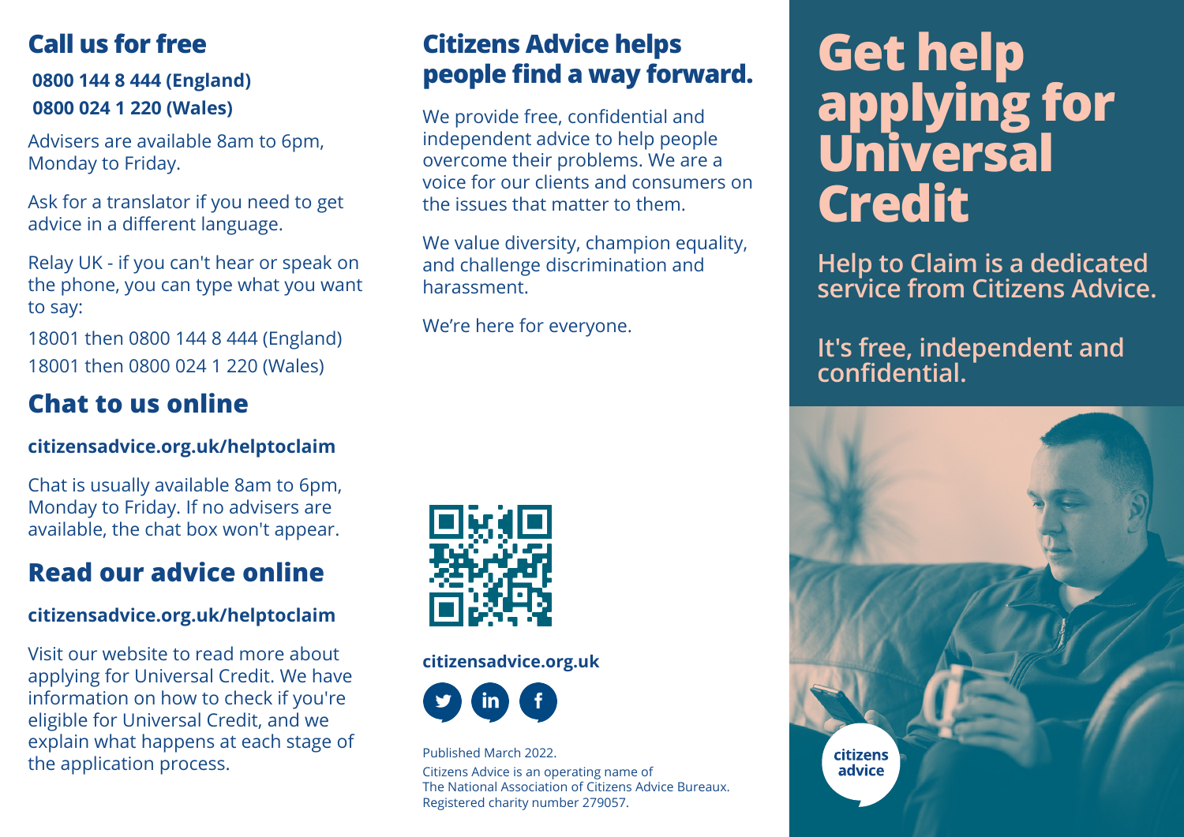## Call us for free

**0800 144 8 444 (England)**
**0800 024 1 220 (Wales)**

Advisers are available 8am to 6pm, Monday to Friday.

Ask for a translator if you need to get advice in a different language.

Relay UK - if you can't hear or speak on the phone, you can type what you want to say:

18001 then 0800 144 8 444 (England)
18001 then 0800 024 1 220 (Wales)

## Chat to us online

**citizensadvice.org.uk/helptoclaim**

Chat is usually available 8am to 6pm, Monday to Friday. If no advisers are available, the chat box won't appear.

## Read our advice online

**citizensadvice.org.uk/helptoclaim**

Visit our website to read more about applying for Universal Credit. We have information on how to check if you're eligible for Universal Credit, and we explain what happens at each stage of the application process.

## Citizens Advice helps people find a way forward.

We provide free, confidential and independent advice to help people overcome their problems. We are a voice for our clients and consumers on the issues that matter to them.

We value diversity, champion equality, and challenge discrimination and harassment.

We're here for everyone.

**citizensadvice.org.uk**

Published March 2022.

Citizens Advice is an operating name of The National Association of Citizens Advice Bureaux. Registered charity number 279057.

# Get help applying for Universal Credit

**Help to Claim is a dedicated service from Citizens Advice.**

**It's free, independent and confidential.**

citizens advice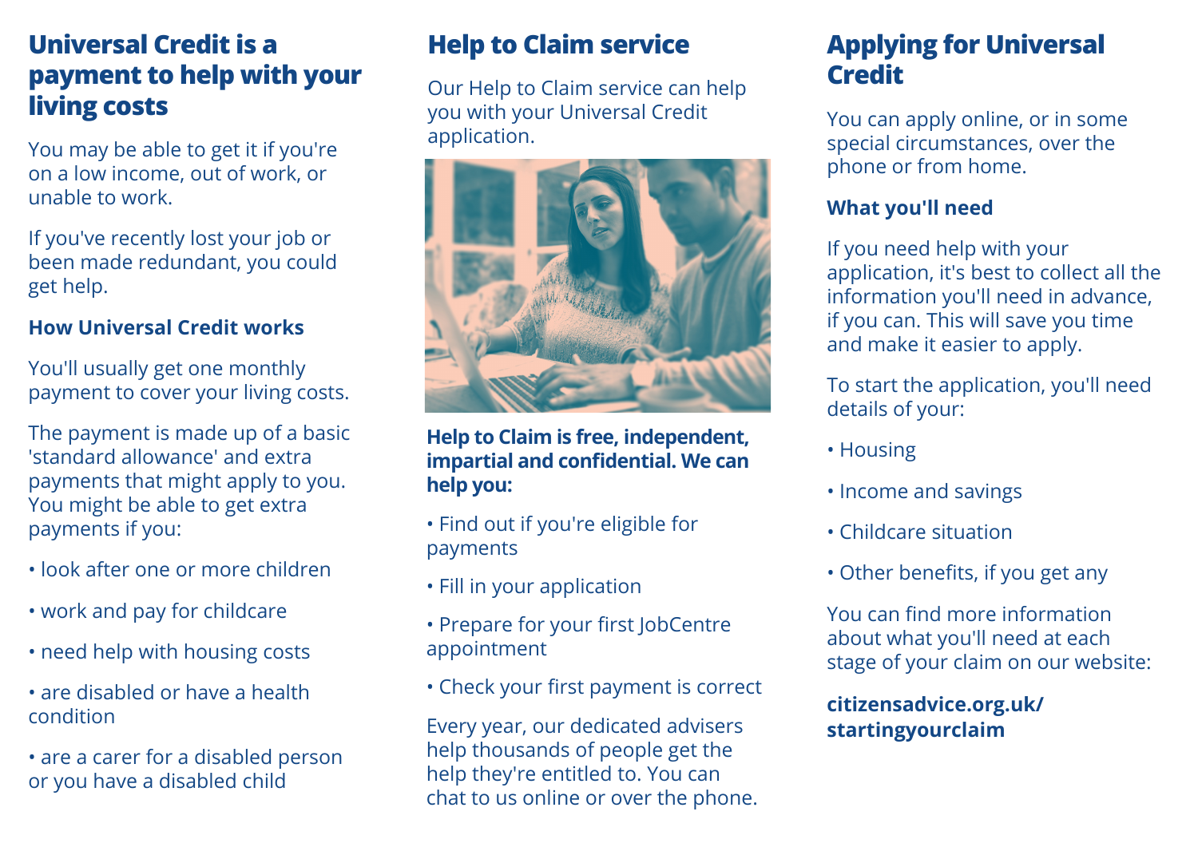## Universal Credit is a payment to help with your living costs

You may be able to get it if you're on a low income, out of work, or unable to work.

If you've recently lost your job or been made redundant, you could get help.

### How Universal Credit works

You'll usually get one monthly payment to cover your living costs.

The payment is made up of a basic 'standard allowance' and extra payments that might apply to you. You might be able to get extra payments if you:

- look after one or more children
- work and pay for childcare
- need help with housing costs
- are disabled or have a health condition
- are a carer for a disabled person or you have a disabled child

## Help to Claim service

Our Help to Claim service can help you with your Universal Credit application.

**Help to Claim is free, independent, impartial and confidential. We can help you:**

- Find out if you're eligible for payments
- Fill in your application
- Prepare for your first JobCentre appointment
- Check your first payment is correct

Every year, our dedicated advisers help thousands of people get the help they're entitled to. You can chat to us online or over the phone.

## Applying for Universal Credit

You can apply online, or in some special circumstances, over the phone or from home.

### What you'll need

If you need help with your application, it's best to collect all the information you'll need in advance, if you can. This will save you time and make it easier to apply.

To start the application, you'll need details of your:

- Housing
- Income and savings
- Childcare situation
- Other benefits, if you get any

You can find more information about what you'll need at each stage of your claim on our website:

**citizensadvice.org.uk/startingyourclaim**